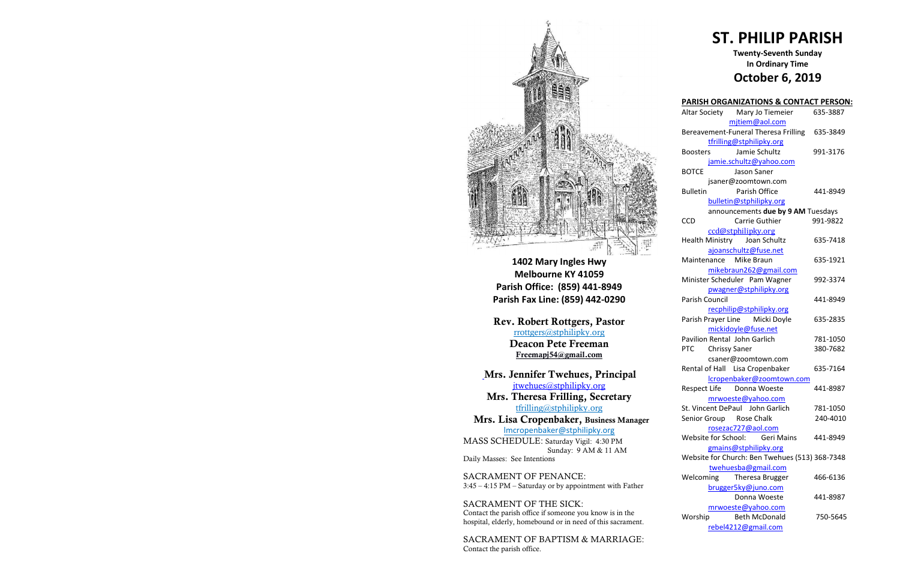1402 Mary Ingles Hwy
Melbourne KY 41059
Parish Office: (859) 441-8949
Parish Fax Line: (859) 442-0290

**Rev. Robert Rottgers, Pastor**
rrottgers@stphilipky.org
**Deacon Pete Freeman**
**Freemapj54@gmail.com**

**Mrs. Jennifer Twehues, Principal**
jtwehues@stphilipky.org
**Mrs. Theresa Frilling, Secretary**
tfrilling@stphilipky.org
**Mrs. Lisa Cropenbaker, Business Manager**
lmcropenbaker@stphilipky.org

MASS SCHEDULE: Saturday Vigil: 4:30 PM
Sunday: 9 AM & 11 AM
Daily Masses: See Intentions

SACRAMENT OF PENANCE:
3:45 – 4:15 PM – Saturday or by appointment with Father

SACRAMENT OF THE SICK:
Contact the parish office if someone you know is in the hospital, elderly, homebound or in need of this sacrament.

SACRAMENT OF BAPTISM & MARRIAGE:
Contact the parish office.

# ST. PHILIP PARISH

**Twenty-Seventh Sunday**
**In Ordinary Time**
## October 6, 2019

**PARISH ORGANIZATIONS & CONTACT PERSON:**

| Organization | Contact | Phone |
|---|---|---|
| Altar Society | Mary Jo Tiemeier mjtiem@aol.com | 635-3887 |
| Bereavement-Funeral | Theresa Frilling tfrilling@stphilipky.org | 635-3849 |
| Boosters | Jamie Schultz jamie.schultz@yahoo.com | 991-3176 |
| BOTCE | Jason Saner jsaner@zoomtown.com | |
| Bulletin | Parish Office bulletin@stphilipky.org announcements **due by 9 AM** Tuesdays | 441-8949 |
| CCD | Carrie Guthier ccd@stphilipky.org | 991-9822 |
| Health Ministry | Joan Schultz ajoanschultz@fuse.net | 635-7418 |
| Maintenance | Mike Braun mikebraun262@gmail.com | 635-1921 |
| Minister Scheduler | Pam Wagner pwagner@stphilipky.org | 992-3374 |
| Parish Council | recphilip@stphilipky.org | 441-8949 |
| Parish Prayer Line | Micki Doyle mickidoyle@fuse.net | 635-2835 |
| Pavilion Rental | John Garlich | 781-1050 |
| PTC | Chrissy Saner csaner@zoomtown.com | 380-7682 |
| Rental of Hall | Lisa Cropenbaker lcropenbaker@zoomtown.com | 635-7164 |
| Respect Life | Donna Woeste mrwoeste@yahoo.com | 441-8987 |
| St. Vincent DePaul | John Garlich | 781-1050 |
| Senior Group | Rose Chalk rosezac727@aol.com | 240-4010 |
| Website for School: | Geri Mains gmains@stphilipky.org | 441-8949 |
| Website for Church: | Ben Twehues twehuesba@gmail.com | (513) 368-7348 |
| Welcoming | Theresa Brugger brugger5ky@juno.com | 466-6136 |
| | Donna Woeste mrwoeste@yahoo.com | 441-8987 |
| Worship | Beth McDonald rebel4212@gmail.com | 750-5645 |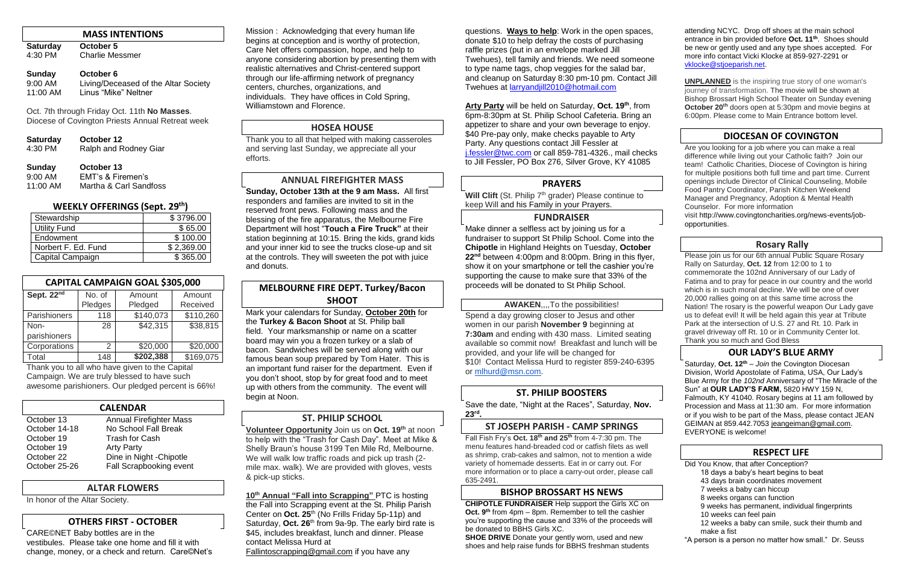## MASS INTENTIONS

**Saturday** **October 5**
4:30 PM Charlie Messmer

**Sunday** **October 6**
9:00 AM Living/Deceased of the Altar Society
11:00 AM Linus "Mike" Neltner

Oct. 7th through Friday Oct. 11th **No Masses**.
Diocese of Covington Priests Annual Retreat week

**Saturday** **October 12**
4:30 PM Ralph and Rodney Giar

**Sunday** **October 13**
9:00 AM EMT's & Firemen's
11:00 AM Martha & Carl Sandfoss

## WEEKLY OFFERINGS (Sept. 29th)

| | |
|---|---|
| Stewardship | $ 3796.00 |
| Utility Fund | $ 65.00 |
| Endowment | $ 100.00 |
| Norbert F. Ed. Fund | $ 2,369.00 |
| Capital Campaign | $ 365.00 |

## CAPITAL CAMPAIGN GOAL $305,000

| Sept. 22nd | No. of Pledges | Amount Pledged | Amount Received |
|---|---|---|---|
| Parishioners | 118 | $140,073 | $110,260 |
| Non-parishioners | 28 | $42,315 | $38,815 |
| Corporations | 2 | $20,000 | $20,000 |
| Total | 148 | **$202,388** | $169,075 |

Thank you to all who have given to the Capital Campaign. We are truly blessed to have such awesome parishioners. Our pledged percent is 66%!

## CALENDAR

| | |
|---|---|
| October 13 | Annual Firefighter Mass |
| October 14-18 | No School Fall Break |
| October 19 | Trash for Cash |
| October 19 | Arty Party |
| October 22 | Dine in Night -Chipotle |
| October 25-26 | Fall Scrapbooking event |

## ALTAR FLOWERS

In honor of the Altar Society.

## OTHERS FIRST - OCTOBER

CARE©NET Baby bottles are in the vestibules. Please take one home and fill it with change, money, or a check and return. Care©Net's Mission : Acknowledging that every human life begins at conception and is worthy of protection, Care Net offers compassion, hope, and help to anyone considering abortion by presenting them with realistic alternatives and Christ-centered support through our life-affirming network of pregnancy centers, churches, organizations, and individuals. They have offices in Cold Spring, Williamstown and Florence.

## HOSEA HOUSE

Thank you to all that helped with making casseroles and serving last Sunday, we appreciate all your efforts.

## ANNUAL FIREFIGHTER MASS

**Sunday, October 13th at the 9 am Mass.** All first responders and families are invited to sit in the reserved front pews. Following mass and the blessing of the fire apparatus, the Melbourne Fire Department will host "**Touch a Fire Truck"** at their station beginning at 10:15. Bring the kids, grand kids and your inner kid to see the trucks close-up and sit at the controls. They will sweeten the pot with juice and donuts.

## MELBOURNE FIRE DEPT. Turkey/Bacon SHOOT

Mark your calendars for Sunday, **October 20th** for the **Turkey & Bacon Shoot** at St. Philip ball field. Your marksmanship or name on a scatter board may win you a frozen turkey or a slab of bacon. Sandwiches will be served along with our famous bean soup prepared by Tom Hater. This is an important fund raiser for the department. Even if you don't shoot, stop by for great food and to meet up with others from the community. The event will begin at Noon.

## ST. PHILIP SCHOOL

**Volunteer Opportunity** Join us on **Oct. 19th** at noon to help with the "Trash for Cash Day". Meet at Mike & Shelly Braun's house 3199 Ten Mile Rd, Melbourne. We will walk low traffic roads and pick up trash (2-mile max. walk). We are provided with gloves, vests & pick-up sticks.

**10th Annual "Fall into Scrapping"** PTC is hosting the Fall into Scrapping event at the St. Philip Parish Center on **Oct. 25**th (No Frills Friday 5p-11p) and Saturday, **Oct. 26**th from 9a-9p. The early bird rate is $45, includes breakfast, lunch and dinner. Please contact Melissa Hurd at Fallintoscrapping@gmail.com if you have any questions. **Ways to help**: Work in the open spaces, donate $10 to help defray the costs of purchasing raffle prizes (put in an envelope marked Jill Twehues), tell family and friends. We need someone to type name tags, chop veggies for the salad bar, and cleanup on Saturday 8:30 pm-10 pm. Contact Jill Twehues at larryandjill2010@hotmail.com

**Arty Party** will be held on Saturday, **Oct. 19th**, from 6pm-8:30pm at St. Philip School Cafeteria. Bring an appetizer to share and your own beverage to enjoy. $40 Pre-pay only, make checks payable to Arty Party. Any questions contact Jill Fessler at j.fessler@twc.com or call 859-781-4326., mail checks to Jill Fessler, PO Box 276, Silver Grove, KY 41085

## PRAYERS

**Will Clift** (St. Philip 7th grader) Please continue to keep Will and his Family in your Prayers.

## FUNDRAISER

Make dinner a selfless act by joining us for a fundraiser to support St Philip School. Come into the **Chipotle** in Highland Heights on Tuesday, **October 22nd** between 4:00pm and 8:00pm. Bring in this flyer, show it on your smartphone or tell the cashier you're supporting the cause to make sure that 33% of the proceeds will be donated to St Philip School.

## AWAKEN,,,,To the possibilities!

Spend a day growing closer to Jesus and other women in our parish **November 9** beginning at **7:30am** and ending with 430 mass. Limited seating available so commit now! Breakfast and lunch will be provided, and your life will be changed for $10! Contact Melissa Hurd to register 859-240-6395 or mlhurd@msn.com.

## ST. PHILIP BOOSTERS

Save the date, "Night at the Races", Saturday, **Nov. 23rd**.

## ST JOSEPH PARISH - CAMP SPRINGS

Fall Fish Fry's **Oct. 18th and 25th** from 4-7:30 pm. The menu features hand-breaded cod or catfish filets as well as shrimp, crab-cakes and salmon, not to mention a wide variety of homemade desserts. Eat in or carry out. For more information or to place a carry-out order, please call 635-2491.

## BISHOP BROSSART HS NEWS

**CHIPOTLE FUNDRAISER** Help support the Girls XC on **Oct. 9th** from 4pm – 8pm. Remember to tell the cashier you're supporting the cause and 33% of the proceeds will be donated to BBHS Girls XC.

**SHOE DRIVE** Donate your gently worn, used and new shoes and help raise funds for BBHS freshman students attending NCYC. Drop off shoes at the main school entrance in bin provided before **Oct. 11th**. Shoes should be new or gently used and any type shoes accepted. For more info contact Vicki Klocke at 859-927-2291 or vklocke@stjoeparish.net.

**UNPLANNED** is the inspiring true story of one woman's journey of transformation. The movie will be shown at Bishop Brossart High School Theater on Sunday evening **October 20th** doors open at 5:30pm and movie begins at 6:00pm. Please come to Main Entrance bottom level.

## DIOCESAN OF COVINGTON

Are you looking for a job where you can make a real difference while living out your Catholic faith? Join our team! Catholic Charities, Diocese of Covington is hiring for multiple positions both full time and part time. Current openings include Director of Clinical Counseling, Mobile Food Pantry Coordinator, Parish Kitchen Weekend Manager and Pregnancy, Adoption & Mental Health Counselor. For more information visit http://www.covingtoncharities.org/news-events/job-opportunities.

## Rosary Rally

Please join us for our 6th annual Public Square Rosary Rally on Saturday, **Oct. 12** from 12:00 to 1 to commemorate the 102nd Anniversary of our Lady of Fatima and to pray for peace in our country and the world which is in such moral decline. We will be one of over 20,000 rallies going on at this same time across the Nation! The rosary is the powerful weapon Our Lady gave us to defeat evil! It will be held again this year at Tribute Park at the intersection of U.S. 27 and Rt. 10. Park in gravel driveway off Rt. 10 or in Community Center lot. Thank you so much and God Bless

## OUR LADY'S BLUE ARMY

Saturday, **Oct. 12th** – *Join* the Covington Diocesan Division, World Apostolate of Fatima, USA, Our Lady's Blue Army for the *102nd* Anniversary of "The Miracle of the Sun" at **OUR LADY'S FARM,** 5820 HWY 159 N, Falmouth, KY 41040. Rosary begins at 11 am followed by Procession and Mass at 11:30 am. For more information or if you wish to be part of the Mass, please contact JEAN GEIMAN at 859.442.7053 jeangeiman@gmail.com. EVERYONE is welcome!

## RESPECT LIFE

Did You Know, that after Conception?
- 18 days a baby's heart begins to beat
- 43 days brain coordinates movement
- 7 weeks a baby can hiccup
- 8 weeks organs can function
- 9 weeks has permanent, individual fingerprints
- 10 weeks can feel pain
- 12 weeks a baby can smile, suck their thumb and make a fist

"A person is a person no matter how small." Dr. Seuss